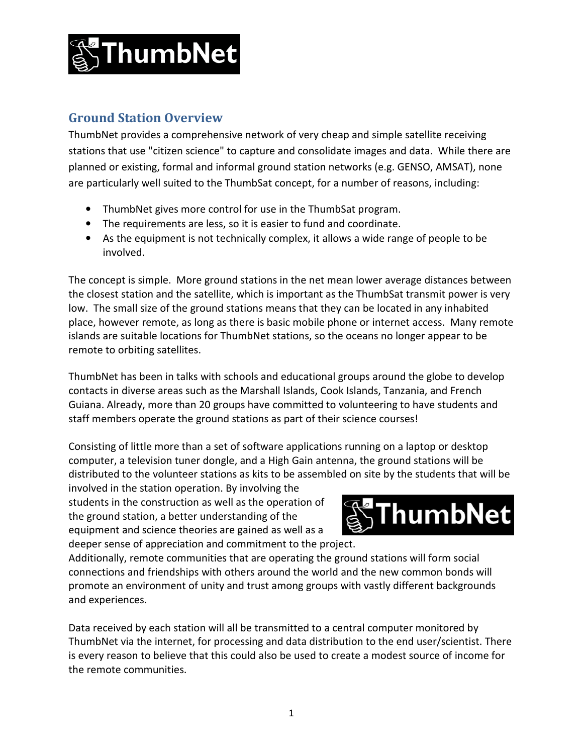## Ground Station Overview

ThumbNet provides a comprehensive network of very cheap and simple satellite receiving stations that use "citizen science" to capture and consolidate images and data. While there are planned or existing, formal and informal ground station networks (e.g. GENSO, AMSAT), none are particularly well suited to the ThumbSat concept, for a number of reasons, including:

- ThumbNet gives more control for use in the ThumbSat program.
- The requirements are less, so it is easier to fund and coordinate.
- As the equipment is not technically complex, it allows a wide range of people to be involved.

The concept is simple. More ground stations in the net mean lower average distances between the closest station and the satellite, which is important as the ThumbSat transmit power is very low. The small size of the ground stations means that they can be located in any inhabited place, however remote, as long as there is basic mobile phone or internet access. Many remote islands are suitable locations for ThumbNet stations, so the oceans no longer appear to be remote to orbiting satellites.

ThumbNet has been in talks with schools and educational groups around the globe to develop contacts in diverse areas such as the Marshall Islands, Cook Islands, Tanzania, and French Guiana. Already, more than 20 groups have committed to volunteering to have students and staff members operate the ground stations as part of their science courses!

Consisting of little more than a set of software applications running on a laptop or desktop computer, a television tuner dongle, and a High Gain antenna, the ground stations will be distributed to the volunteer stations as kits to be assembled on site by the students that will be involved in the station operation. By involving the students in the construction as well as the operation of the ground station, a better understanding of the equipment and science theories are gained as well as a deeper sense of appreciation and commitment to the project. Additionally, remote communities that are operating the ground stations will form social connections and friendships with others around the world and the new common bonds will promote an environment of unity and trust among groups with vastly different backgrounds and experiences.

Data received by each station will all be transmitted to a central computer monitored by ThumbNet via the internet, for processing and data distribution to the end user/scientist. There is every reason to believe that this could also be used to create a modest source of income for the remote communities.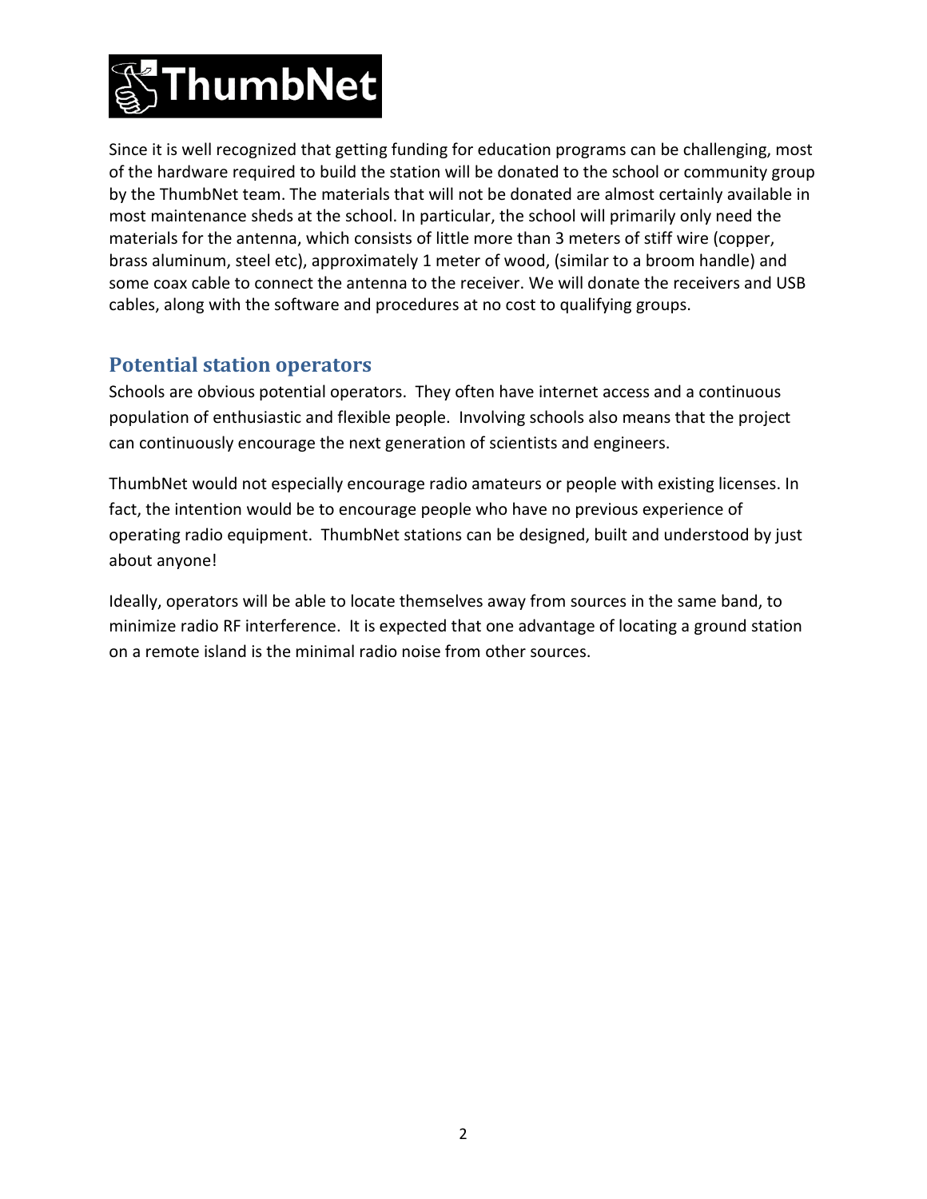# ThumbNet

Since it is well recognized that getting funding for education programs can be challenging, most of the hardware required to build the station will be donated to the school or community group by the ThumbNet team. The materials that will not be donated are almost certainly available in most maintenance sheds at the school. In particular, the school will primarily only need the materials for the antenna, which consists of little more than 3 meters of stiff wire (copper, brass aluminum, steel etc), approximately 1 meter of wood, (similar to a broom handle) and some coax cable to connect the antenna to the receiver. We will donate the receivers and USB cables, along with the software and procedures at no cost to qualifying groups.

## Potential station operators

Schools are obvious potential operators. They often have internet access and a continuous population of enthusiastic and flexible people. Involving schools also means that the project can continuously encourage the next generation of scientists and engineers.

ThumbNet would not especially encourage radio amateurs or people with existing licenses. In fact, the intention would be to encourage people who have no previous experience of operating radio equipment. ThumbNet stations can be designed, built and understood by just about anyone!

Ideally, operators will be able to locate themselves away from sources in the same band, to minimize radio RF interference. It is expected that one advantage of locating a ground station on a remote island is the minimal radio noise from other sources.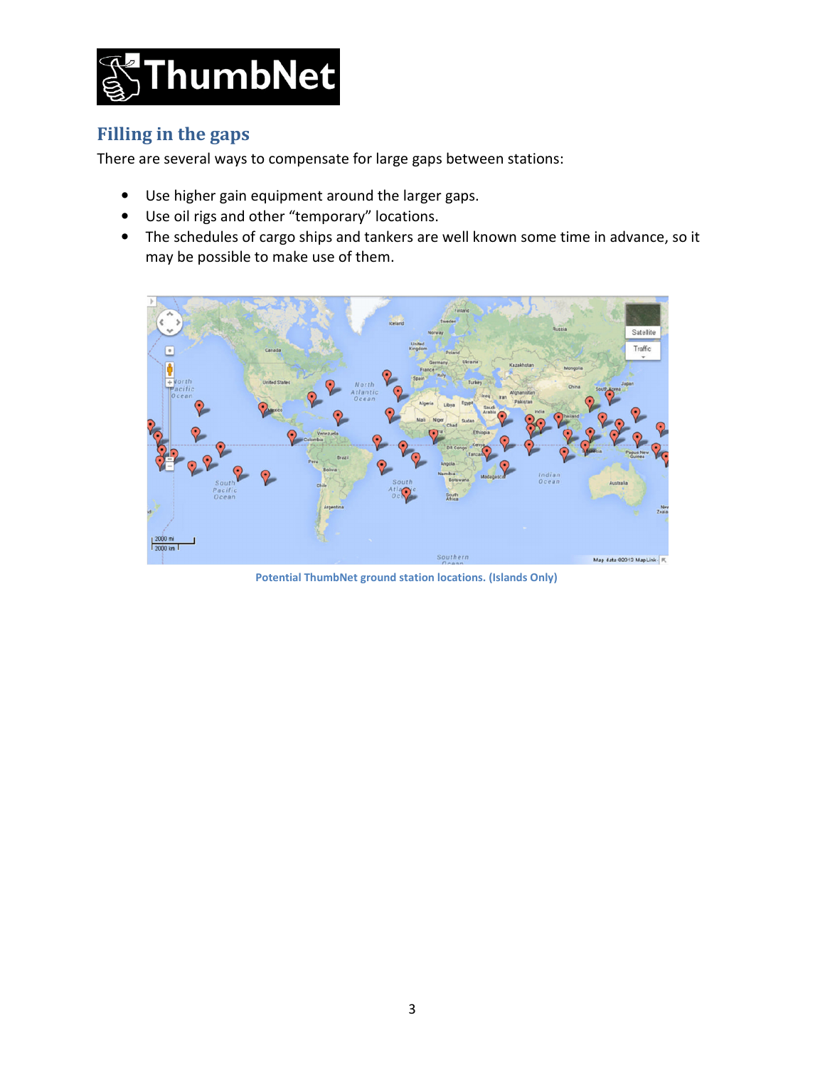## Filling in the gaps

There are several ways to compensate for large gaps between stations:

- Use higher gain equipment around the larger gaps.
- Use oil rigs and other “temporary” locations.
- The schedules of cargo ships and tankers are well known some time in advance, so it may be possible to make use of them.

Potential ThumbNet ground station locations. (Islands Only)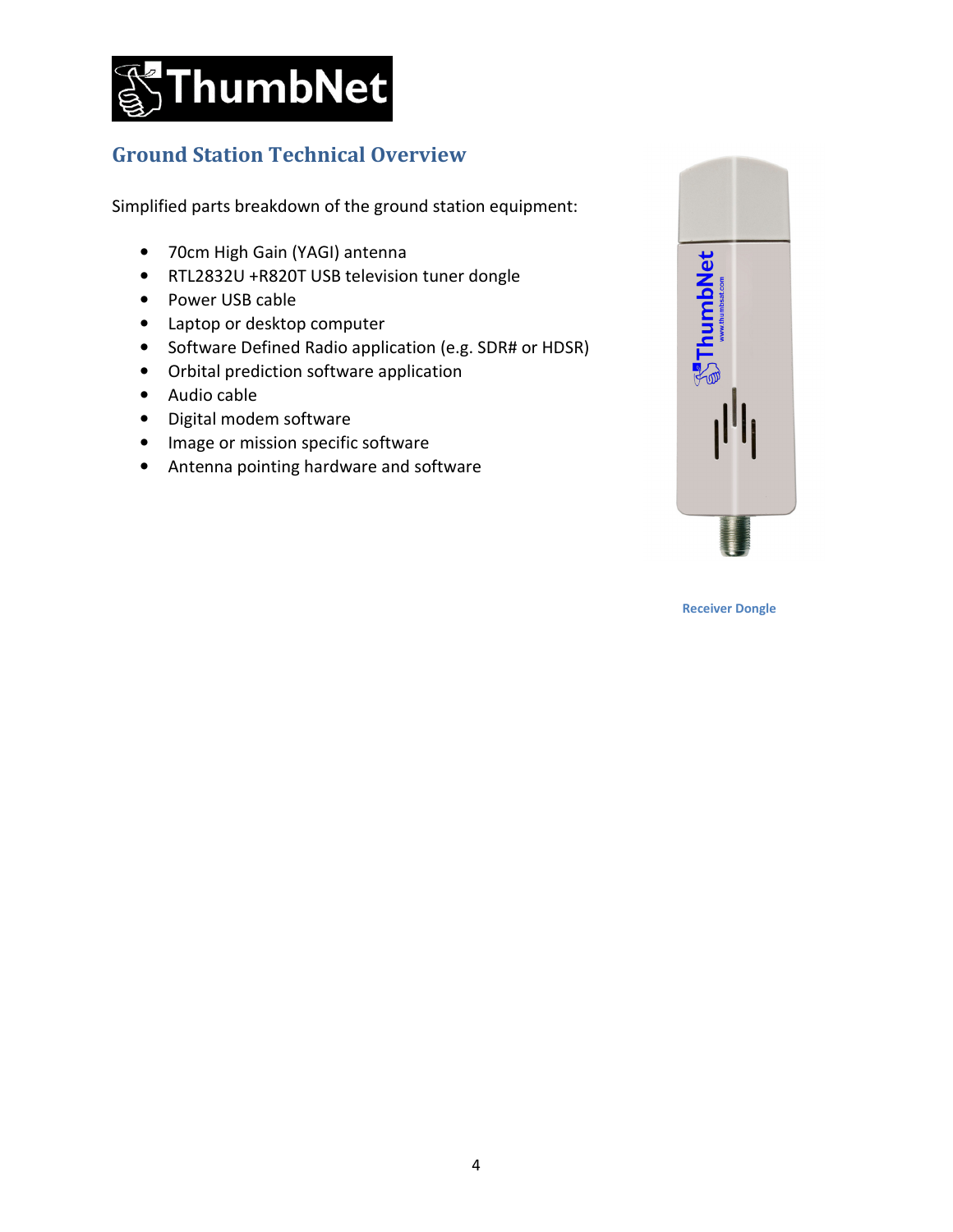# ThumbNet

## Ground Station Technical Overview

Simplified parts breakdown of the ground station equipment:

- 70cm High Gain (YAGI) antenna
- RTL2832U +R820T USB television tuner dongle
- Power USB cable
- Laptop or desktop computer
- Software Defined Radio application (e.g. SDR# or HDSR)
- Orbital prediction software application
- Audio cable
- Digital modem software
- Image or mission specific software
- Antenna pointing hardware and software

Receiver Dongle